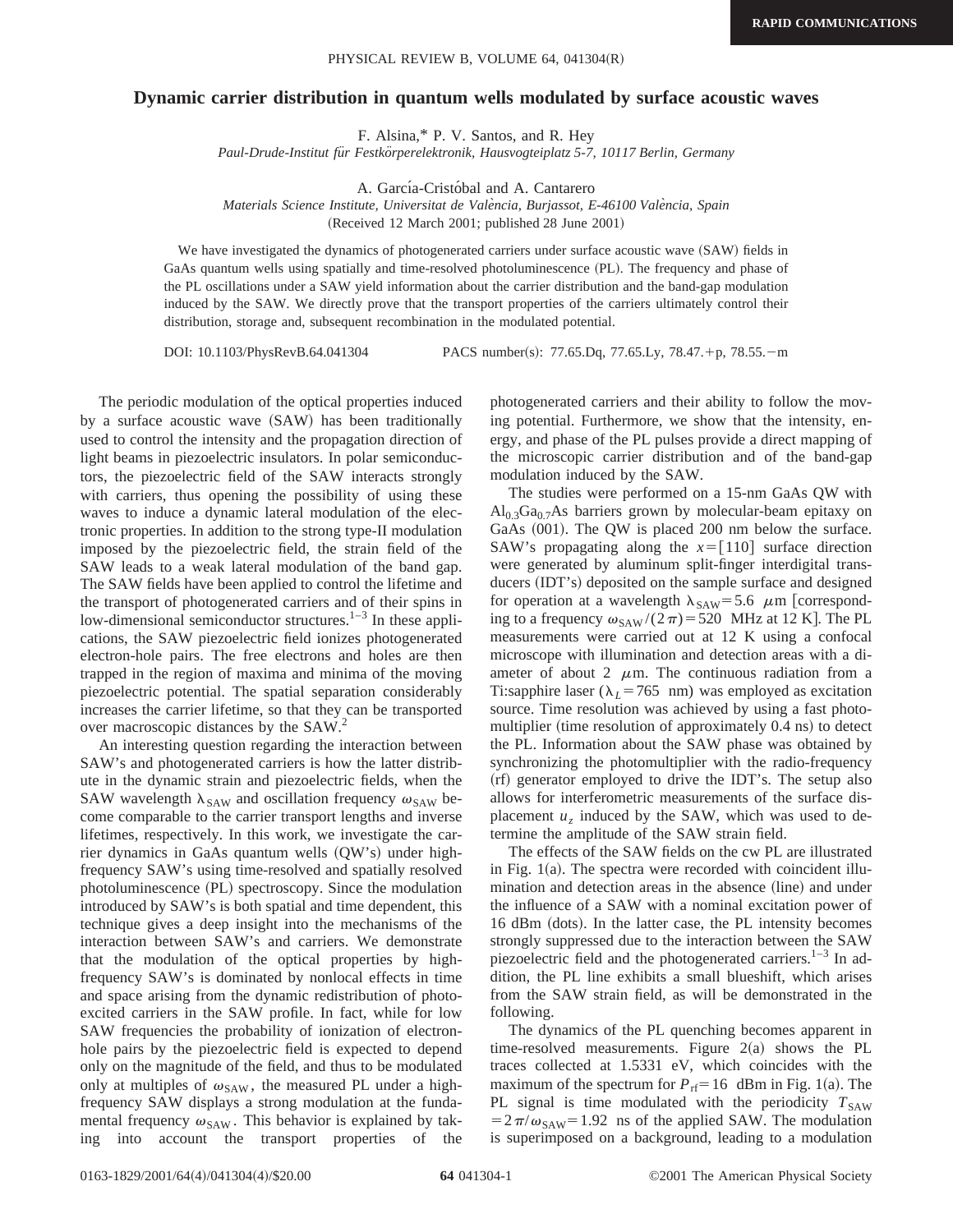# Dynamic carrier distribution in quantum wells modulated by surface acoustic waves

F. Alsina,* P. V. Santos, and R. Hey

*Paul-Drude-Institut für Festkörperelektronik, Hausvogteiplatz 5-7, 10117 Berlin, Germany*

A. García-Cristóbal and A. Cantarero

*Materials Science Institute, Universitat de València, Burjassot, E-46100 València, Spain*

(Received 12 March 2001; published 28 June 2001)

We have investigated the dynamics of photogenerated carriers under surface acoustic wave (SAW) fields in GaAs quantum wells using spatially and time-resolved photoluminescence (PL). The frequency and phase of the PL oscillations under a SAW yield information about the carrier distribution and the band-gap modulation induced by the SAW. We directly prove that the transport properties of the carriers ultimately control their distribution, storage and, subsequent recombination in the modulated potential.

DOI: 10.1103/PhysRevB.64.041304 PACS number(s): 77.65.Dq, 77.65.Ly, 78.47.+p, 78.55.−m

The periodic modulation of the optical properties induced by a surface acoustic wave (SAW) has been traditionally used to control the intensity and the propagation direction of light beams in piezoelectric insulators. In polar semiconductors, the piezoelectric field of the SAW interacts strongly with carriers, thus opening the possibility of using these waves to induce a dynamic lateral modulation of the electronic properties. In addition to the strong type-II modulation imposed by the piezoelectric field, the strain field of the SAW leads to a weak lateral modulation of the band gap. The SAW fields have been applied to control the lifetime and the transport of photogenerated carriers and of their spins in low-dimensional semiconductor structures.[1–3] In these applications, the SAW piezoelectric field ionizes photogenerated electron-hole pairs. The free electrons and holes are then trapped in the region of maxima and minima of the moving piezoelectric potential. The spatial separation considerably increases the carrier lifetime, so that they can be transported over macroscopic distances by the SAW.[2]

An interesting question regarding the interaction between SAW's and photogenerated carriers is how the latter distribute in the dynamic strain and piezoelectric fields, when the SAW wavelength $\lambda_{\mathrm{SAW}}$ and oscillation frequency $\omega_{\mathrm{SAW}}$ become comparable to the carrier transport lengths and inverse lifetimes, respectively. In this work, we investigate the carrier dynamics in GaAs quantum wells (QW's) under high-frequency SAW's using time-resolved and spatially resolved photoluminescence (PL) spectroscopy. Since the modulation introduced by SAW's is both spatial and time dependent, this technique gives a deep insight into the mechanisms of the interaction between SAW's and carriers. We demonstrate that the modulation of the optical properties by high-frequency SAW's is dominated by nonlocal effects in time and space arising from the dynamic redistribution of photoexcited carriers in the SAW profile. In fact, while for low SAW frequencies the probability of ionization of electron-hole pairs by the piezoelectric field is expected to depend only on the magnitude of the field, and thus to be modulated only at multiples of $\omega_{\mathrm{SAW}}$, the measured PL under a high-frequency SAW displays a strong modulation at the fundamental frequency $\omega_{\mathrm{SAW}}$. This behavior is explained by taking into account the transport properties of the photogenerated carriers and their ability to follow the moving potential. Furthermore, we show that the intensity, energy, and phase of the PL pulses provide a direct mapping of the microscopic carrier distribution and of the band-gap modulation induced by the SAW.

The studies were performed on a 15-nm GaAs QW with $\mathrm{Al_{0.3}Ga_{0.7}As}$ barriers grown by molecular-beam epitaxy on GaAs (001). The QW is placed 200 nm below the surface. SAW's propagating along the $x=[110]$ surface direction were generated by aluminum split-finger interdigital transducers (IDT's) deposited on the sample surface and designed for operation at a wavelength $\lambda_{\mathrm{SAW}}=5.6$ $\mu$m [corresponding to a frequency $\omega_{\mathrm{SAW}}/(2\pi)=520$ MHz at 12 K]. The PL measurements were carried out at 12 K using a confocal microscope with illumination and detection areas with a diameter of about 2 $\mu$m. The continuous radiation from a Ti:sapphire laser ($\lambda_L=765$ nm) was employed as excitation source. Time resolution was achieved by using a fast photomultiplier (time resolution of approximately 0.4 ns) to detect the PL. Information about the SAW phase was obtained by synchronizing the photomultiplier with the radio-frequency (rf) generator employed to drive the IDT's. The setup also allows for interferometric measurements of the surface displacement $u_z$ induced by the SAW, which was used to determine the amplitude of the SAW strain field.

The effects of the SAW fields on the cw PL are illustrated in Fig. 1(a). The spectra were recorded with coincident illumination and detection areas in the absence (line) and under the influence of a SAW with a nominal excitation power of 16 dBm (dots). In the latter case, the PL intensity becomes strongly suppressed due to the interaction between the SAW piezoelectric field and the photogenerated carriers.[1–3] In addition, the PL line exhibits a small blueshift, which arises from the SAW strain field, as will be demonstrated in the following.

The dynamics of the PL quenching becomes apparent in time-resolved measurements. Figure 2(a) shows the PL traces collected at 1.5331 eV, which coincides with the maximum of the spectrum for $P_{\mathrm{rf}}=16$ dBm in Fig. 1(a). The PL signal is time modulated with the periodicity $T_{\mathrm{SAW}}=2\pi/\omega_{\mathrm{SAW}}=1.92$ ns of the applied SAW. The modulation is superimposed on a background, leading to a modulation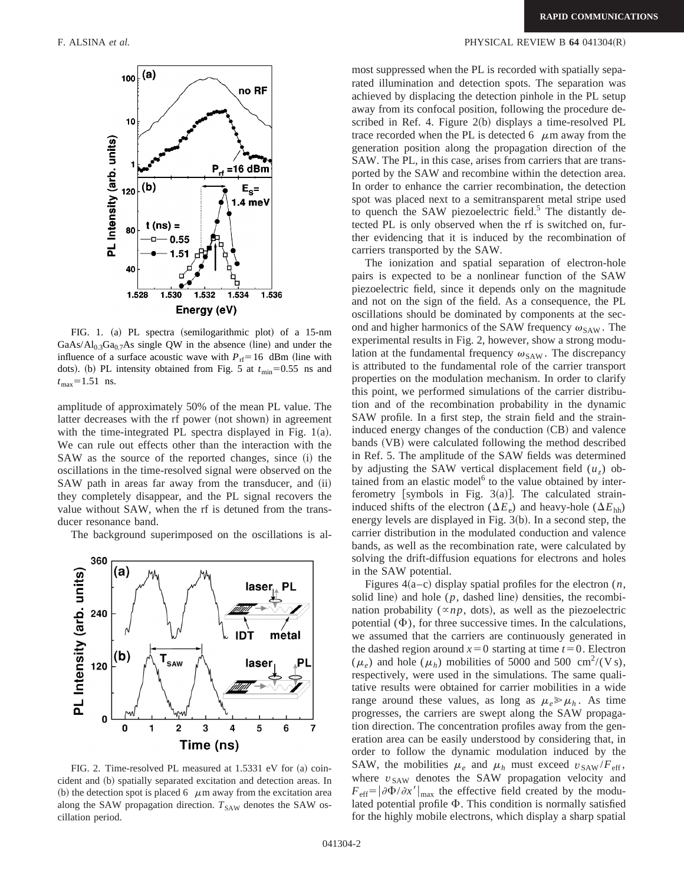FIG. 1. (a) PL spectra (semilogarithmic plot) of a 15-nm $GaAs/Al_{0.3}Ga_{0.7}As$ single QW in the absence (line) and under the influence of a surface acoustic wave with $P_{rf}=16$ dBm (line with dots). (b) PL intensity obtained from Fig. 5 at $t_{min}=0.55$ ns and $t_{max}=1.51$ ns.

amplitude of approximately 50% of the mean PL value. The latter decreases with the rf power (not shown) in agreement with the time-integrated PL spectra displayed in Fig. 1(a). We can rule out effects other than the interaction with the SAW as the source of the reported changes, since (i) the oscillations in the time-resolved signal were observed on the SAW path in areas far away from the transducer, and (ii) they completely disappear, and the PL signal recovers the value without SAW, when the rf is detuned from the transducer resonance band.

The background superimposed on the oscillations is almost suppressed when the PL is recorded with spatially separated illumination and detection spots. The separation was achieved by displacing the detection pinhole in the PL setup away from its confocal position, following the procedure described in Ref. 4. Figure 2(b) displays a time-resolved PL trace recorded when the PL is detected 6 $\mu$m away from the generation position along the propagation direction of the SAW. The PL, in this case, arises from carriers that are transported by the SAW and recombine within the detection area. In order to enhance the carrier recombination, the detection spot was placed next to a semitransparent metal stripe used to quench the SAW piezoelectric field.[5] The distantly detected PL is only observed when the rf is switched on, further evidencing that it is induced by the recombination of carriers transported by the SAW.

FIG. 2. Time-resolved PL measured at 1.5331 eV for (a) coincident and (b) spatially separated excitation and detection areas. In (b) the detection spot is placed 6 $\mu$m away from the excitation area along the SAW propagation direction. $T_{SAW}$ denotes the SAW oscillation period.

The ionization and spatial separation of electron-hole pairs is expected to be a nonlinear function of the SAW piezoelectric field, since it depends only on the magnitude and not on the sign of the field. As a consequence, the PL oscillations should be dominated by components at the second and higher harmonics of the SAW frequency $\omega_{SAW}$. The experimental results in Fig. 2, however, show a strong modulation at the fundamental frequency $\omega_{SAW}$. The discrepancy is attributed to the fundamental role of the carrier transport properties on the modulation mechanism. In order to clarify this point, we performed simulations of the carrier distribution and of the recombination probability in the dynamic SAW profile. In a first step, the strain field and the strain-induced energy changes of the conduction (CB) and valence bands (VB) were calculated following the method described in Ref. 5. The amplitude of the SAW fields was determined by adjusting the SAW vertical displacement field ($u_z$) obtained from an elastic model[6] to the value obtained by interferometry [symbols in Fig. 3(a)]. The calculated strain-induced shifts of the electron ($\Delta E_e$) and heavy-hole ($\Delta E_{hh}$) energy levels are displayed in Fig. 3(b). In a second step, the carrier distribution in the modulated conduction and valence bands, as well as the recombination rate, were calculated by solving the drift-diffusion equations for electrons and holes in the SAW potential.

Figures 4(a–c) display spatial profiles for the electron ($n$, solid line) and hole ($p$, dashed line) densities, the recombination probability ($\propto np$, dots), as well as the piezoelectric potential ($\Phi$), for three successive times. In the calculations, we assumed that the carriers are continuously generated in the dashed region around $x=0$ starting at time $t=0$. Electron ($\mu_e$) and hole ($\mu_h$) mobilities of 5000 and 500 $cm^2/(V\,s)$, respectively, were used in the simulations. The same qualitative results were obtained for carrier mobilities in a wide range around these values, as long as $\mu_e \gg \mu_h$. As time progresses, the carriers are swept along the SAW propagation direction. The concentration profiles away from the generation area can be easily understood by considering that, in order to follow the dynamic modulation induced by the SAW, the mobilities $\mu_e$ and $\mu_h$ must exceed $v_{SAW}/F_{eff}$, where $v_{SAW}$ denotes the SAW propagation velocity and $F_{eff}=|\partial\Phi/\partial x'|_{max}$ the effective field created by the modulated potential profile $\Phi$. This condition is normally satisfied for the highly mobile electrons, which display a sharp spatial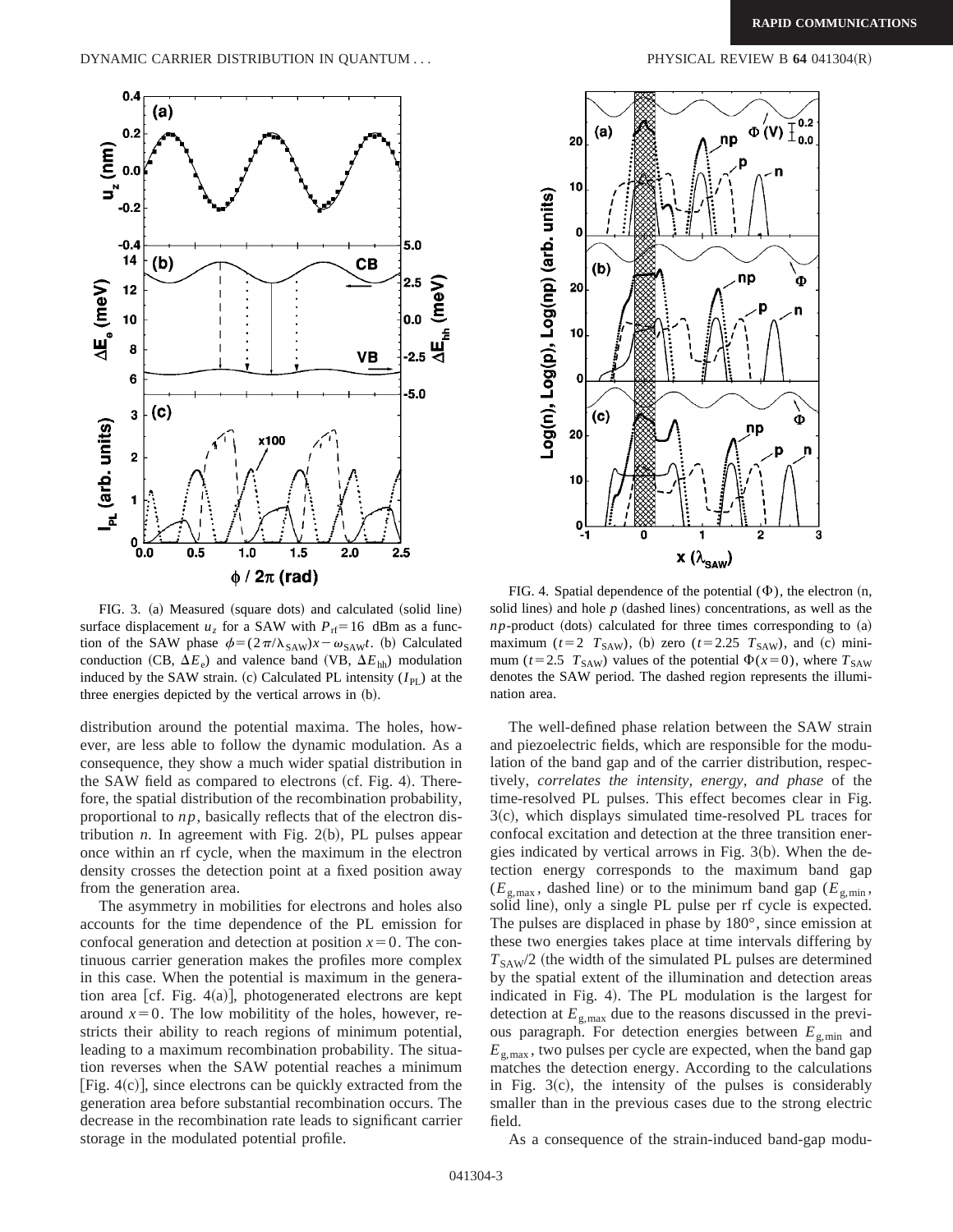FIG. 3. (a) Measured (square dots) and calculated (solid line) surface displacement $u_z$ for a SAW with $P_{rf}=16$ dBm as a function of the SAW phase $\phi=(2\pi/\lambda_{SAW})x-\omega_{SAW}t$. (b) Calculated conduction (CB, $\Delta E_e$) and valence band (VB, $\Delta E_{hh}$) modulation induced by the SAW strain. (c) Calculated PL intensity ($I_{PL}$) at the three energies depicted by the vertical arrows in (b).

FIG. 4. Spatial dependence of the potential ($\Phi$), the electron (n, solid lines) and hole $p$ (dashed lines) concentrations, as well as the $np$-product (dots) calculated for three times corresponding to (a) maximum ($t=2$ $T_{SAW}$), (b) zero ($t=2.25$ $T_{SAW}$), and (c) minimum ($t=2.5$ $T_{SAW}$) values of the potential $\Phi(x=0)$, where $T_{SAW}$ denotes the SAW period. The dashed region represents the illumination area.

distribution around the potential maxima. The holes, however, are less able to follow the dynamic modulation. As a consequence, they show a much wider spatial distribution in the SAW field as compared to electrons (cf. Fig. 4). Therefore, the spatial distribution of the recombination probability, proportional to $np$, basically reflects that of the electron distribution $n$. In agreement with Fig. 2(b), PL pulses appear once within an rf cycle, when the maximum in the electron density crosses the detection point at a fixed position away from the generation area.

The asymmetry in mobilities for electrons and holes also accounts for the time dependence of the PL emission for confocal generation and detection at position $x=0$. The continuous carrier generation makes the profiles more complex in this case. When the potential is maximum in the generation area [cf. Fig. 4(a)], photogenerated electrons are kept around $x=0$. The low mobilitity of the holes, however, restricts their ability to reach regions of minimum potential, leading to a maximum recombination probability. The situation reverses when the SAW potential reaches a minimum [Fig. 4(c)], since electrons can be quickly extracted from the generation area before substantial recombination occurs. The decrease in the recombination rate leads to significant carrier storage in the modulated potential profile.

The well-defined phase relation between the SAW strain and piezoelectric fields, which are responsible for the modulation of the band gap and of the carrier distribution, respectively, *correlates the intensity, energy, and phase* of the time-resolved PL pulses. This effect becomes clear in Fig. 3(c), which displays simulated time-resolved PL traces for confocal excitation and detection at the three transition energies indicated by vertical arrows in Fig. 3(b). When the detection energy corresponds to the maximum band gap ($E_{g,max}$, dashed line) or to the minimum band gap ($E_{g,min}$, solid line), only a single PL pulse per rf cycle is expected. The pulses are displaced in phase by 180°, since emission at these two energies takes place at time intervals differing by $T_{SAW}/2$ (the width of the simulated PL pulses are determined by the spatial extent of the illumination and detection areas indicated in Fig. 4). The PL modulation is the largest for detection at $E_{g,max}$ due to the reasons discussed in the previous paragraph. For detection energies between $E_{g,min}$ and $E_{g,max}$, two pulses per cycle are expected, when the band gap matches the detection energy. According to the calculations in Fig. 3(c), the intensity of the pulses is considerably smaller than in the previous cases due to the strong electric field.

As a consequence of the strain-induced band-gap modu-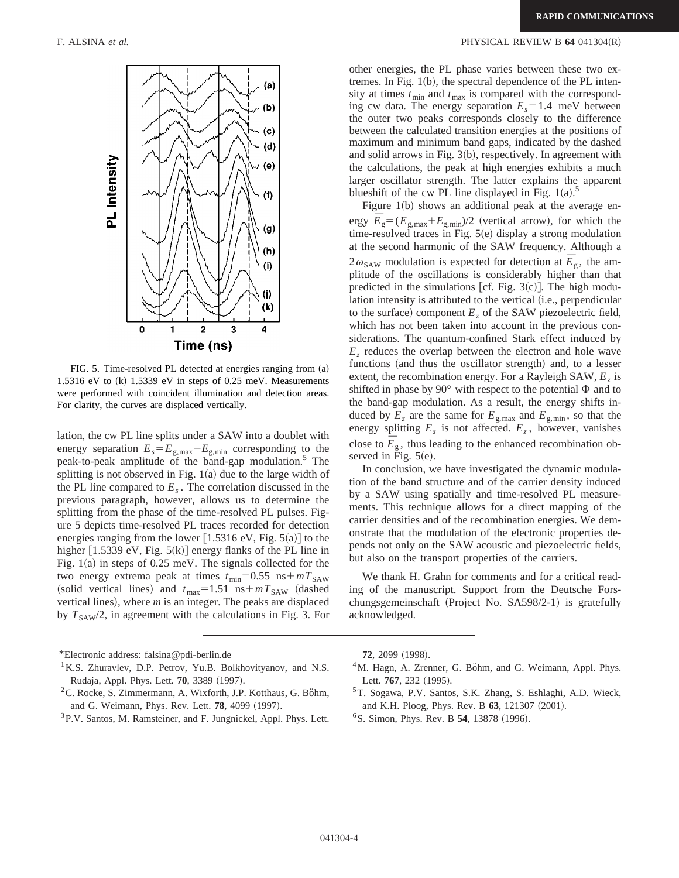PL Intensity

Time (ns)

0 1 2 3 4

(a) (b) (c) (d) (e) (f) (g) (h) (i) (j) (k)

FIG. 5. Time-resolved PL detected at energies ranging from (a) 1.5316 eV to (k) 1.5339 eV in steps of 0.25 meV. Measurements were performed with coincident illumination and detection areas. For clarity, the curves are displaced vertically.

lation, the cw PL line splits under a SAW into a doublet with energy separation $E_s = E_{g,\max} - E_{g,\min}$ corresponding to the peak-to-peak amplitude of the band-gap modulation.[5] The splitting is not observed in Fig. 1(a) due to the large width of the PL line compared to $E_s$. The correlation discussed in the previous paragraph, however, allows us to determine the splitting from the phase of the time-resolved PL pulses. Figure 5 depicts time-resolved PL traces recorded for detection energies ranging from the lower [1.5316 eV, Fig. 5(a)] to the higher [1.5339 eV, Fig. 5(k)] energy flanks of the PL line in Fig. 1(a) in steps of 0.25 meV. The signals collected for the two energy extrema peak at times $t_{\min} = 0.55$ ns$+mT_{\mathrm{SAW}}$ (solid vertical lines) and $t_{\max} = 1.51$ ns$+mT_{\mathrm{SAW}}$ (dashed vertical lines), where $m$ is an integer. The peaks are displaced by $T_{\mathrm{SAW}}/2$, in agreement with the calculations in Fig. 3. For other energies, the PL phase varies between these two extremes. In Fig. 1(b), the spectral dependence of the PL intensity at times $t_{\min}$ and $t_{\max}$ is compared with the corresponding cw data. The energy separation $E_s = 1.4$ meV between the outer two peaks corresponds closely to the difference between the calculated transition energies at the positions of maximum and minimum band gaps, indicated by the dashed and solid arrows in Fig. 3(b), respectively. In agreement with the calculations, the peak at high energies exhibits a much larger oscillator strength. The latter explains the apparent blueshift of the cw PL line displayed in Fig. 1(a).[5]

Figure 1(b) shows an additional peak at the average energy $\bar{E}_g = (E_{g,\max} + E_{g,\min})/2$ (vertical arrow), for which the time-resolved traces in Fig. 5(e) display a strong modulation at the second harmonic of the SAW frequency. Although a $2\omega_{\mathrm{SAW}}$ modulation is expected for detection at $\bar{E}_g$, the amplitude of the oscillations is considerably higher than that predicted in the simulations [cf. Fig. 3(c)]. The high modulation intensity is attributed to the vertical (i.e., perpendicular to the surface) component $E_z$ of the SAW piezoelectric field, which has not been taken into account in the previous considerations. The quantum-confined Stark effect induced by $E_z$ reduces the overlap between the electron and hole wave functions (and thus the oscillator strength) and, to a lesser extent, the recombination energy. For a Rayleigh SAW, $E_z$ is shifted in phase by 90° with respect to the potential $\Phi$ and to the band-gap modulation. As a result, the energy shifts induced by $E_z$ are the same for $E_{g,\max}$ and $E_{g,\min}$, so that the energy splitting $E_s$ is not affected. $E_z$, however, vanishes close to $\bar{E}_g$, thus leading to the enhanced recombination observed in Fig. 5(e).

In conclusion, we have investigated the dynamic modulation of the band structure and of the carrier density induced by a SAW using spatially and time-resolved PL measurements. This technique allows for a direct mapping of the carrier densities and of the recombination energies. We demonstrate that the modulation of the electronic properties depends not only on the SAW acoustic and piezoelectric fields, but also on the transport properties of the carriers.

We thank H. Grahn for comments and for a critical reading of the manuscript. Support from the Deutsche Forschungsgemeinschaft (Project No. SA598/2-1) is gratefully acknowledged.

---

*Electronic address: falsina@pdi-berlin.de

[1] K.S. Zhuravlev, D.P. Petrov, Yu.B. Bolkhovityanov, and N.S. Rudaja, Appl. Phys. Lett. **70**, 3389 (1997).

[2] C. Rocke, S. Zimmermann, A. Wixforth, J.P. Kotthaus, G. Böhm, and G. Weimann, Phys. Rev. Lett. **78**, 4099 (1997).

[3] P.V. Santos, M. Ramsteiner, and F. Jungnickel, Appl. Phys. Lett. **72**, 2099 (1998).

[4] M. Hagn, A. Zrenner, G. Böhm, and G. Weimann, Appl. Phys. Lett. **767**, 232 (1995).

[5] T. Sogawa, P.V. Santos, S.K. Zhang, S. Eshlaghi, A.D. Wieck, and K.H. Ploog, Phys. Rev. B **63**, 121307 (2001).

[6] S. Simon, Phys. Rev. B **54**, 13878 (1996).